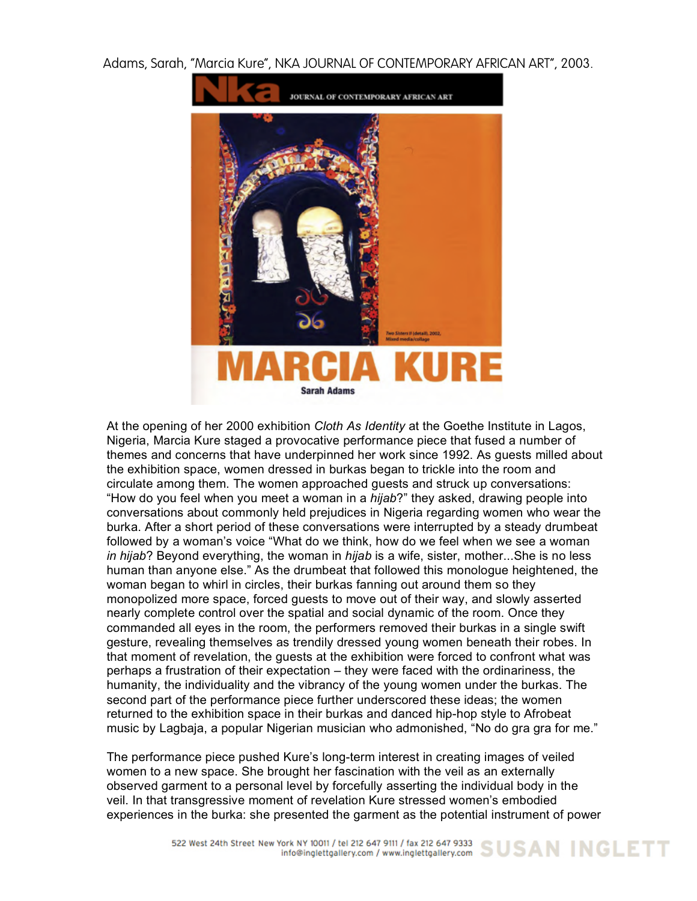Adams, Sarah, "Marcia Kure", NKA JOURNAL OF CONTEMPORARY AFRICAN ART", 2003.

Nka JOURNAL OF CONTEMPORARY AFRICAN ART

Two Sisters II (detail), 2002, Mixed media/collage

# MARCIA KURE

**Sarah Adams**

At the opening of her 2000 exhibition *Cloth As Identity* at the Goethe Institute in Lagos, Nigeria, Marcia Kure staged a provocative performance piece that fused a number of themes and concerns that have underpinned her work since 1992. As guests milled about the exhibition space, women dressed in burkas began to trickle into the room and circulate among them. The women approached guests and struck up conversations: "How do you feel when you meet a woman in a *hijab*?" they asked, drawing people into conversations about commonly held prejudices in Nigeria regarding women who wear the burka. After a short period of these conversations were interrupted by a steady drumbeat followed by a woman's voice "What do we think, how do we feel when we see a woman *in hijab*? Beyond everything, the woman in *hijab* is a wife, sister, mother...She is no less human than anyone else." As the drumbeat that followed this monologue heightened, the woman began to whirl in circles, their burkas fanning out around them so they monopolized more space, forced guests to move out of their way, and slowly asserted nearly complete control over the spatial and social dynamic of the room. Once they commanded all eyes in the room, the performers removed their burkas in a single swift gesture, revealing themselves as trendily dressed young women beneath their robes. In that moment of revelation, the guests at the exhibition were forced to confront what was perhaps a frustration of their expectation – they were faced with the ordinariness, the humanity, the individuality and the vibrancy of the young women under the burkas. The second part of the performance piece further underscored these ideas; the women returned to the exhibition space in their burkas and danced hip-hop style to Afrobeat music by Lagbaja, a popular Nigerian musician who admonished, "No do gra gra for me."

The performance piece pushed Kure's long-term interest in creating images of veiled women to a new space. She brought her fascination with the veil as an externally observed garment to a personal level by forcefully asserting the individual body in the veil. In that transgressive moment of revelation Kure stressed women's embodied experiences in the burka: she presented the garment as the potential instrument of power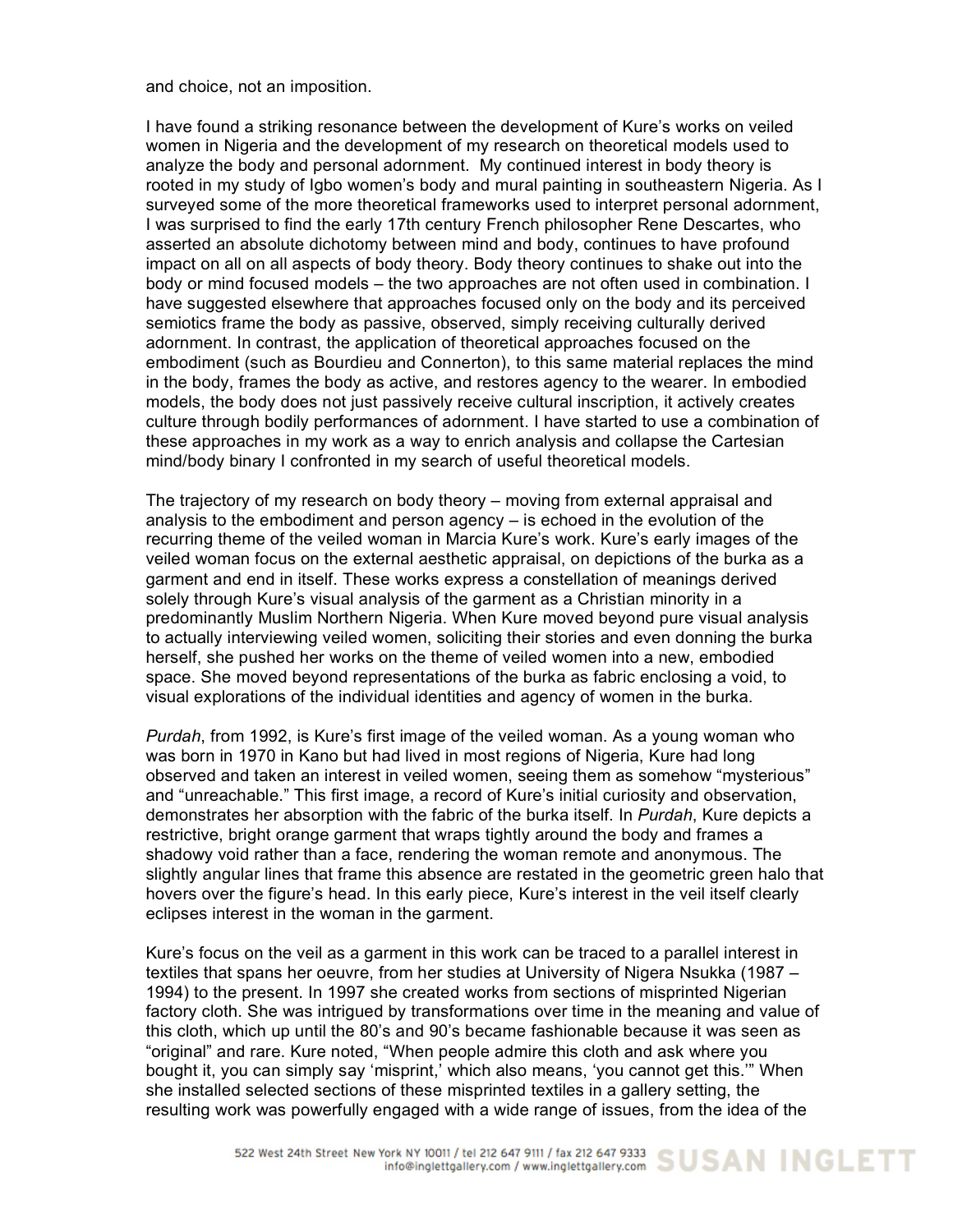and choice, not an imposition.

I have found a striking resonance between the development of Kure's works on veiled women in Nigeria and the development of my research on theoretical models used to analyze the body and personal adornment. My continued interest in body theory is rooted in my study of Igbo women's body and mural painting in southeastern Nigeria. As I surveyed some of the more theoretical frameworks used to interpret personal adornment, I was surprised to find the early 17th century French philosopher Rene Descartes, who asserted an absolute dichotomy between mind and body, continues to have profound impact on all on all aspects of body theory. Body theory continues to shake out into the body or mind focused models – the two approaches are not often used in combination. I have suggested elsewhere that approaches focused only on the body and its perceived semiotics frame the body as passive, observed, simply receiving culturally derived adornment. In contrast, the application of theoretical approaches focused on the embodiment (such as Bourdieu and Connerton), to this same material replaces the mind in the body, frames the body as active, and restores agency to the wearer. In embodied models, the body does not just passively receive cultural inscription, it actively creates culture through bodily performances of adornment. I have started to use a combination of these approaches in my work as a way to enrich analysis and collapse the Cartesian mind/body binary I confronted in my search of useful theoretical models.

The trajectory of my research on body theory – moving from external appraisal and analysis to the embodiment and person agency – is echoed in the evolution of the recurring theme of the veiled woman in Marcia Kure's work. Kure's early images of the veiled woman focus on the external aesthetic appraisal, on depictions of the burka as a garment and end in itself. These works express a constellation of meanings derived solely through Kure's visual analysis of the garment as a Christian minority in a predominantly Muslim Northern Nigeria. When Kure moved beyond pure visual analysis to actually interviewing veiled women, soliciting their stories and even donning the burka herself, she pushed her works on the theme of veiled women into a new, embodied space. She moved beyond representations of the burka as fabric enclosing a void, to visual explorations of the individual identities and agency of women in the burka.

*Purdah*, from 1992, is Kure's first image of the veiled woman. As a young woman who was born in 1970 in Kano but had lived in most regions of Nigeria, Kure had long observed and taken an interest in veiled women, seeing them as somehow "mysterious" and "unreachable." This first image, a record of Kure's initial curiosity and observation, demonstrates her absorption with the fabric of the burka itself. In *Purdah*, Kure depicts a restrictive, bright orange garment that wraps tightly around the body and frames a shadowy void rather than a face, rendering the woman remote and anonymous. The slightly angular lines that frame this absence are restated in the geometric green halo that hovers over the figure's head. In this early piece, Kure's interest in the veil itself clearly eclipses interest in the woman in the garment.

Kure's focus on the veil as a garment in this work can be traced to a parallel interest in textiles that spans her oeuvre, from her studies at University of Nigera Nsukka (1987 – 1994) to the present. In 1997 she created works from sections of misprinted Nigerian factory cloth. She was intrigued by transformations over time in the meaning and value of this cloth, which up until the 80's and 90's became fashionable because it was seen as "original" and rare. Kure noted, "When people admire this cloth and ask where you bought it, you can simply say 'misprint,' which also means, 'you cannot get this.'" When she installed selected sections of these misprinted textiles in a gallery setting, the resulting work was powerfully engaged with a wide range of issues, from the idea of the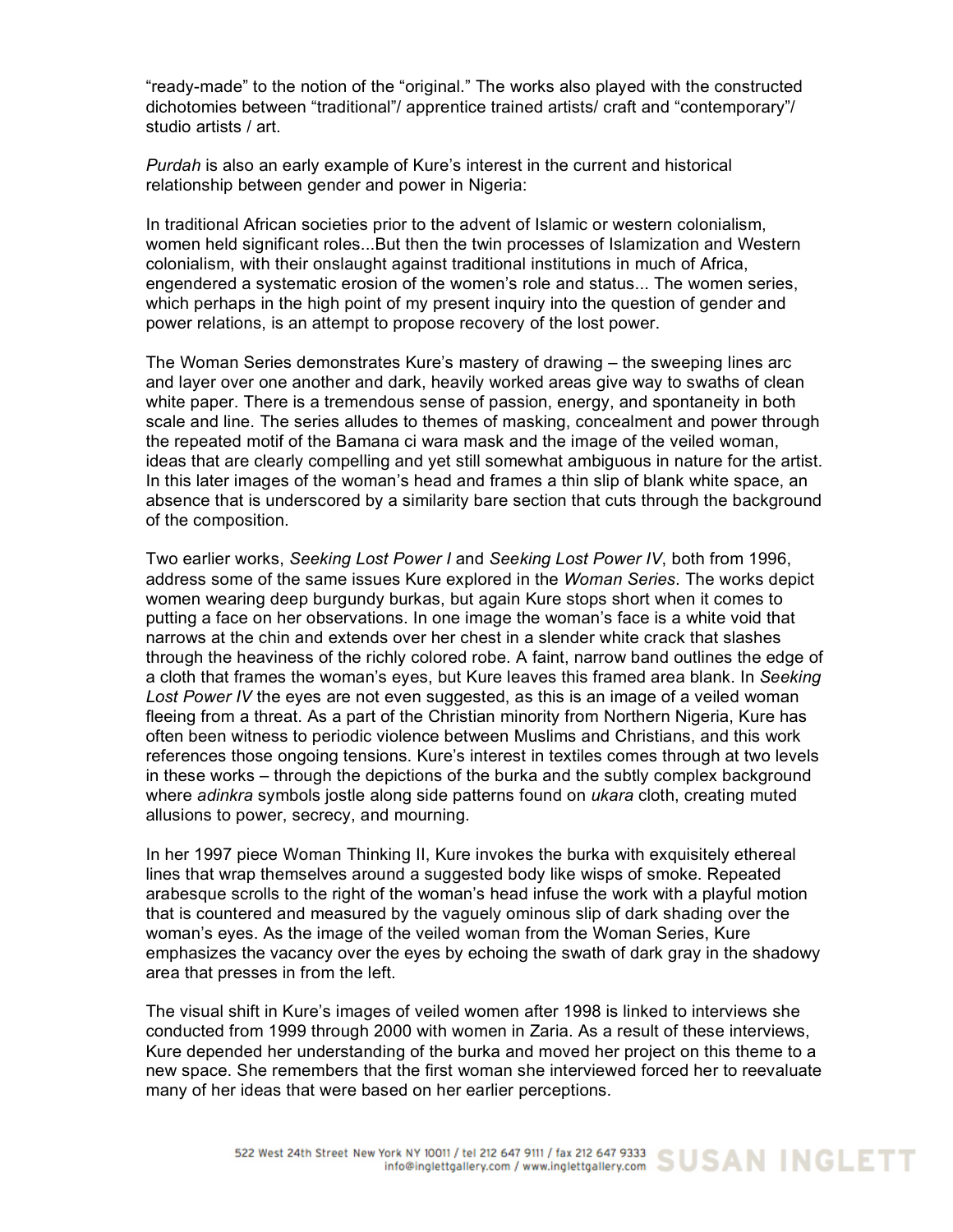"ready-made" to the notion of the "original." The works also played with the constructed dichotomies between "traditional"/ apprentice trained artists/ craft and "contemporary"/ studio artists / art.

*Purdah* is also an early example of Kure's interest in the current and historical relationship between gender and power in Nigeria:

In traditional African societies prior to the advent of Islamic or western colonialism, women held significant roles...But then the twin processes of Islamization and Western colonialism, with their onslaught against traditional institutions in much of Africa, engendered a systematic erosion of the women's role and status... The women series, which perhaps in the high point of my present inquiry into the question of gender and power relations, is an attempt to propose recovery of the lost power.

The Woman Series demonstrates Kure's mastery of drawing – the sweeping lines arc and layer over one another and dark, heavily worked areas give way to swaths of clean white paper. There is a tremendous sense of passion, energy, and spontaneity in both scale and line. The series alludes to themes of masking, concealment and power through the repeated motif of the Bamana ci wara mask and the image of the veiled woman, ideas that are clearly compelling and yet still somewhat ambiguous in nature for the artist. In this later images of the woman's head and frames a thin slip of blank white space, an absence that is underscored by a similarity bare section that cuts through the background of the composition.

Two earlier works, *Seeking Lost Power I* and *Seeking Lost Power IV*, both from 1996, address some of the same issues Kure explored in the *Woman Series*. The works depict women wearing deep burgundy burkas, but again Kure stops short when it comes to putting a face on her observations. In one image the woman's face is a white void that narrows at the chin and extends over her chest in a slender white crack that slashes through the heaviness of the richly colored robe. A faint, narrow band outlines the edge of a cloth that frames the woman's eyes, but Kure leaves this framed area blank. In *Seeking Lost Power IV* the eyes are not even suggested, as this is an image of a veiled woman fleeing from a threat. As a part of the Christian minority from Northern Nigeria, Kure has often been witness to periodic violence between Muslims and Christians, and this work references those ongoing tensions. Kure's interest in textiles comes through at two levels in these works – through the depictions of the burka and the subtly complex background where *adinkra* symbols jostle along side patterns found on *ukara* cloth, creating muted allusions to power, secrecy, and mourning.

In her 1997 piece Woman Thinking II, Kure invokes the burka with exquisitely ethereal lines that wrap themselves around a suggested body like wisps of smoke. Repeated arabesque scrolls to the right of the woman's head infuse the work with a playful motion that is countered and measured by the vaguely ominous slip of dark shading over the woman's eyes. As the image of the veiled woman from the Woman Series, Kure emphasizes the vacancy over the eyes by echoing the swath of dark gray in the shadowy area that presses in from the left.

The visual shift in Kure's images of veiled women after 1998 is linked to interviews she conducted from 1999 through 2000 with women in Zaria. As a result of these interviews, Kure depended her understanding of the burka and moved her project on this theme to a new space. She remembers that the first woman she interviewed forced her to reevaluate many of her ideas that were based on her earlier perceptions.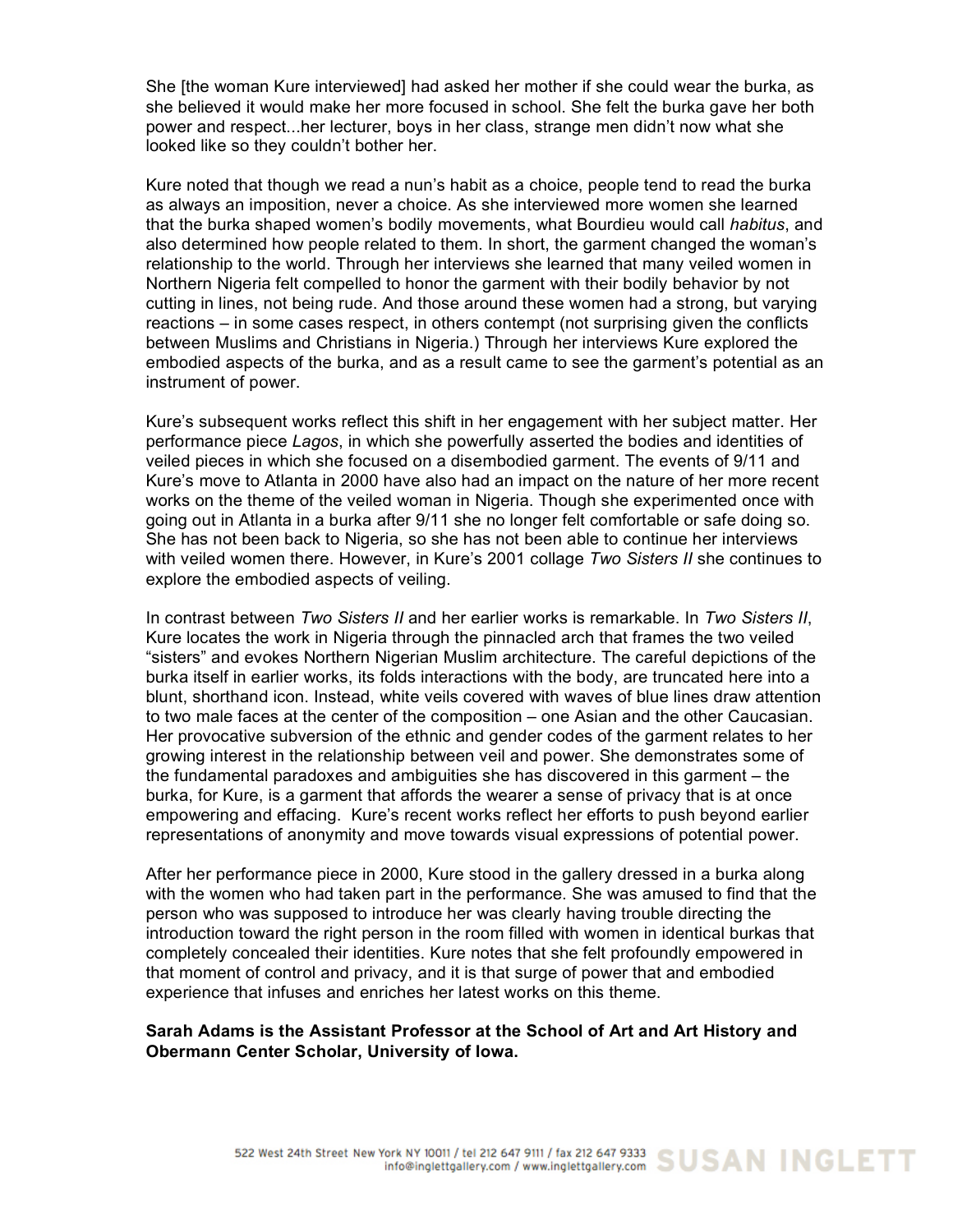She [the woman Kure interviewed] had asked her mother if she could wear the burka, as she believed it would make her more focused in school. She felt the burka gave her both power and respect...her lecturer, boys in her class, strange men didn't now what she looked like so they couldn't bother her.

Kure noted that though we read a nun's habit as a choice, people tend to read the burka as always an imposition, never a choice. As she interviewed more women she learned that the burka shaped women's bodily movements, what Bourdieu would call *habitus*, and also determined how people related to them. In short, the garment changed the woman's relationship to the world. Through her interviews she learned that many veiled women in Northern Nigeria felt compelled to honor the garment with their bodily behavior by not cutting in lines, not being rude. And those around these women had a strong, but varying reactions – in some cases respect, in others contempt (not surprising given the conflicts between Muslims and Christians in Nigeria.) Through her interviews Kure explored the embodied aspects of the burka, and as a result came to see the garment's potential as an instrument of power.

Kure's subsequent works reflect this shift in her engagement with her subject matter. Her performance piece *Lagos*, in which she powerfully asserted the bodies and identities of veiled pieces in which she focused on a disembodied garment. The events of 9/11 and Kure's move to Atlanta in 2000 have also had an impact on the nature of her more recent works on the theme of the veiled woman in Nigeria. Though she experimented once with going out in Atlanta in a burka after 9/11 she no longer felt comfortable or safe doing so. She has not been back to Nigeria, so she has not been able to continue her interviews with veiled women there. However, in Kure's 2001 collage *Two Sisters II* she continues to explore the embodied aspects of veiling.

In contrast between *Two Sisters II* and her earlier works is remarkable. In *Two Sisters II*, Kure locates the work in Nigeria through the pinnacled arch that frames the two veiled "sisters" and evokes Northern Nigerian Muslim architecture. The careful depictions of the burka itself in earlier works, its folds interactions with the body, are truncated here into a blunt, shorthand icon. Instead, white veils covered with waves of blue lines draw attention to two male faces at the center of the composition – one Asian and the other Caucasian. Her provocative subversion of the ethnic and gender codes of the garment relates to her growing interest in the relationship between veil and power. She demonstrates some of the fundamental paradoxes and ambiguities she has discovered in this garment – the burka, for Kure, is a garment that affords the wearer a sense of privacy that is at once empowering and effacing. Kure's recent works reflect her efforts to push beyond earlier representations of anonymity and move towards visual expressions of potential power.

After her performance piece in 2000, Kure stood in the gallery dressed in a burka along with the women who had taken part in the performance. She was amused to find that the person who was supposed to introduce her was clearly having trouble directing the introduction toward the right person in the room filled with women in identical burkas that completely concealed their identities. Kure notes that she felt profoundly empowered in that moment of control and privacy, and it is that surge of power that and embodied experience that infuses and enriches her latest works on this theme.

**Sarah Adams is the Assistant Professor at the School of Art and Art History and Obermann Center Scholar, University of Iowa.**